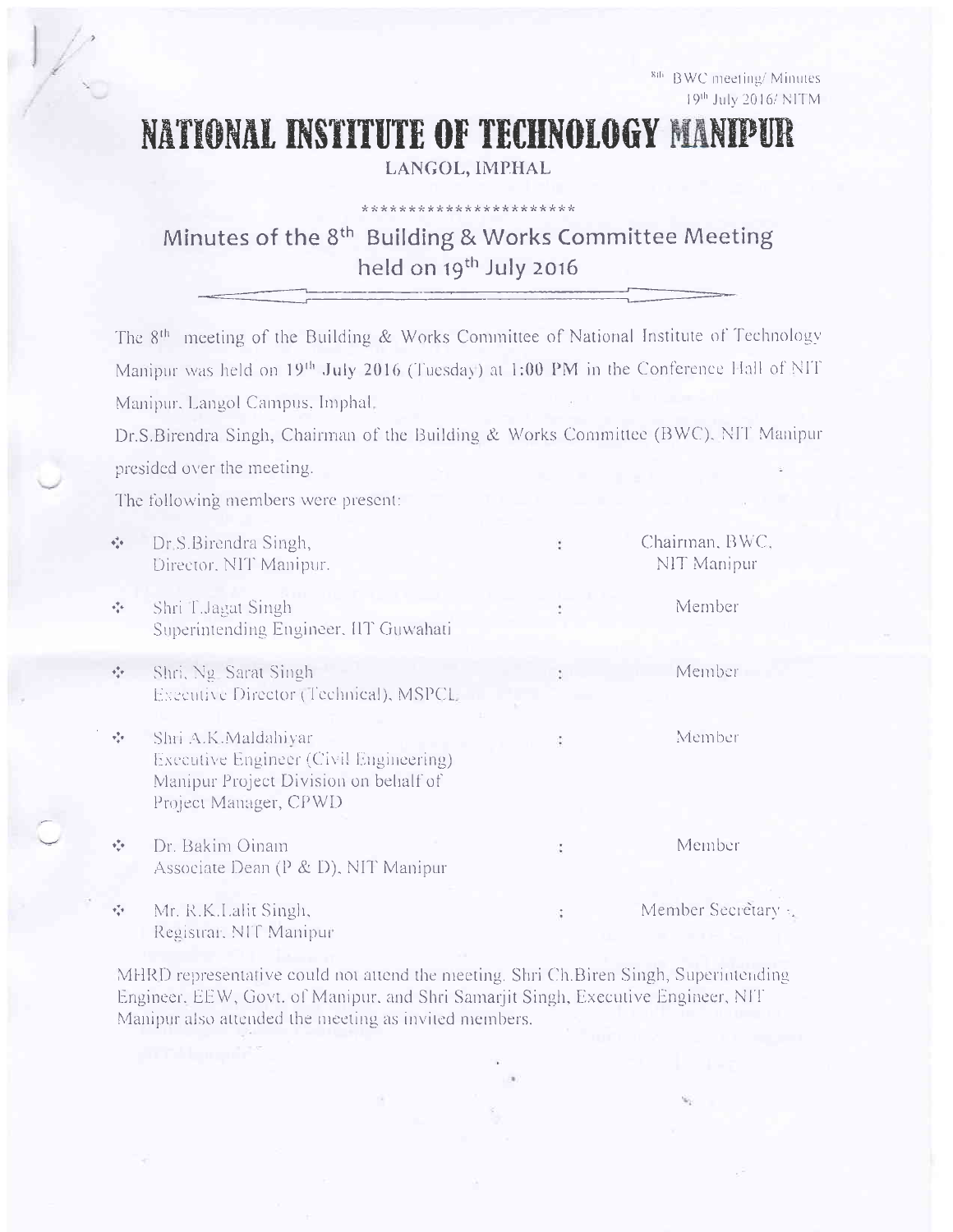8th BWC meeting/ Minutes
19th July 2016/ NITM

# NATIONAL INSTITUTE OF TECHNOLOGY MANIPUR

LANGOL, IMPHAL

\*\*\*\*\*\*\*\*\*\*\*\*\*\*\*\*\*\*\*\*\*\*\*

## Minutes of the 8th Building & Works Committee Meeting held on 19th July 2016

The 8th meeting of the Building & Works Committee of National Institute of Technology Manipur was held on **19th July 2016** (Tuesday) at **1:00 PM** in the Conference Hall of NIT Manipur, Langol Campus, Imphal.

Dr.S.Birendra Singh, Chairman of the Building & Works Committee (BWC), NIT Manipur presided over the meeting.

The following members were present:

| | | | |
|---|---|---|---|
| ❖ | Dr.S.Birendra Singh, Director, NIT Manipur. | : | Chairman, BWC, NIT Manipur |
| ❖ | Shri T.Jagat Singh Superintending Engineer, IIT Guwahati | : | Member |
| ❖ | Shri. Ng. Sarat Singh Executive Director (Technical), MSPCL | : | Member |
| ❖ | Shri A.K.Maldahiyar Executive Engineer (Civil Engineering) Manipur Project Division on behalf of Project Manager, CPWD | : | Member |
| ❖ | Dr. Bakim Oinam Associate Dean (P & D), NIT Manipur | : | Member |
| ❖ | Mr. R.K.Lalit Singh, Registrar, NIT Manipur | : | Member Secretary |

MHRD representative could not attend the meeting. Shri Ch.Biren Singh, Superintending Engineer, EEW, Govt. of Manipur, and Shri Samarjit Singh, Executive Engineer, NIT Manipur also attended the meeting as invited members.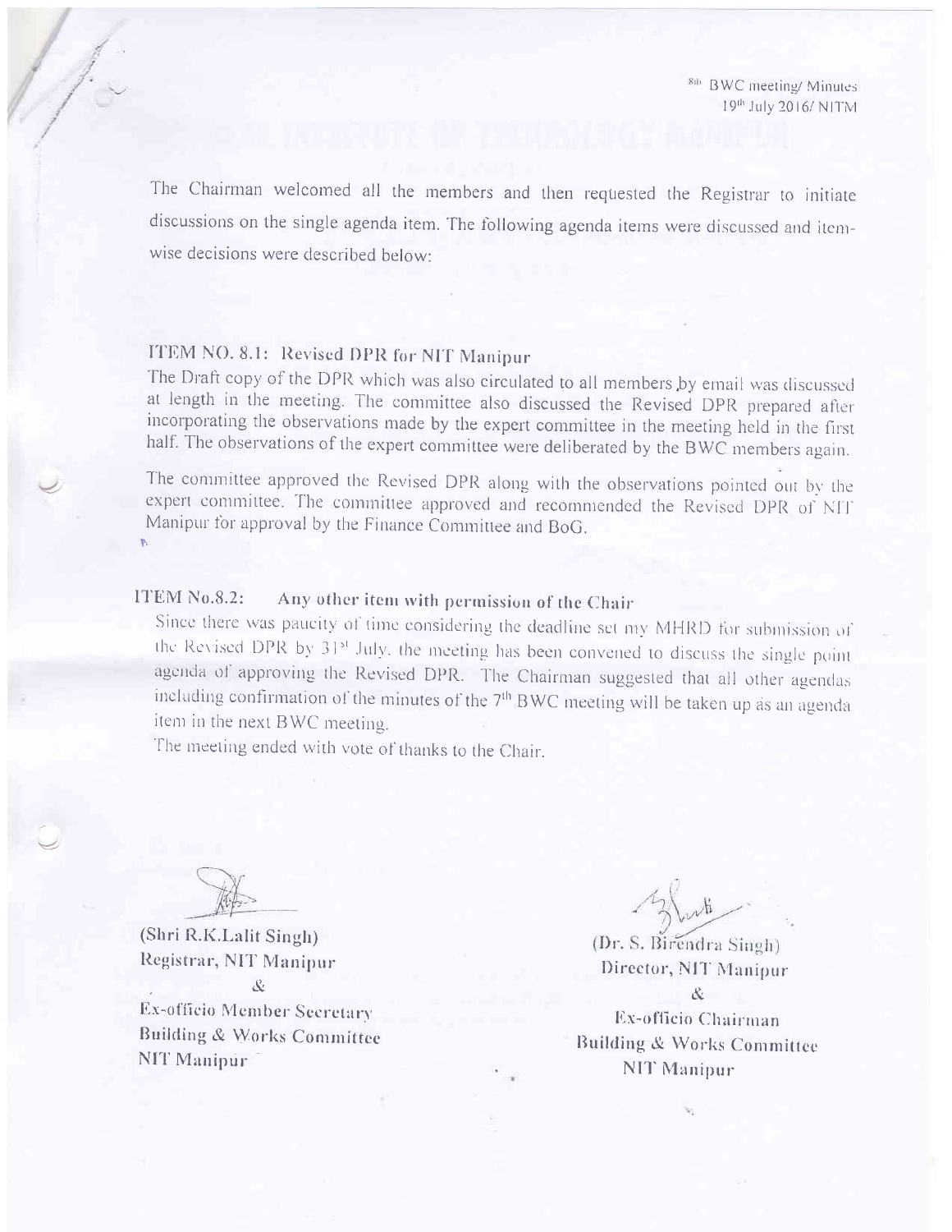The Chairman welcomed all the members and then requested the Registrar to initiate discussions on the single agenda item. The following agenda items were discussed and item-wise decisions were described below:

### ITEM NO. 8.1: Revised DPR for NIT Manipur

The Draft copy of the DPR which was also circulated to all members by email was discussed at length in the meeting. The committee also discussed the Revised DPR prepared after incorporating the observations made by the expert committee in the meeting held in the first half. The observations of the expert committee were deliberated by the BWC members again.

The committee approved the Revised DPR along with the observations pointed out by the expert committee. The committee approved and recommended the Revised DPR of NIT Manipur for approval by the Finance Committee and BoG.

### ITEM No.8.2: Any other item with permission of the Chair

Since there was paucity of time considering the deadline set my MHRD for submission of the Revised DPR by 31st July, the meeting has been convened to discuss the single point agenda of approving the Revised DPR. The Chairman suggested that all other agendas including confirmation of the minutes of the 7th BWC meeting will be taken up as an agenda item in the next BWC meeting.

The meeting ended with vote of thanks to the Chair.

**(Shri R.K.Lalit Singh)**
**Registrar, NIT Manipur**
**&**
**Ex-officio Member Secretary**
**Building & Works Committee**
**NIT Manipur**

**(Dr. S. Birendra Singh)**
**Director, NIT Manipur**
**&**
**Ex-officio Chairman**
**Building & Works Committee**
**NIT Manipur**